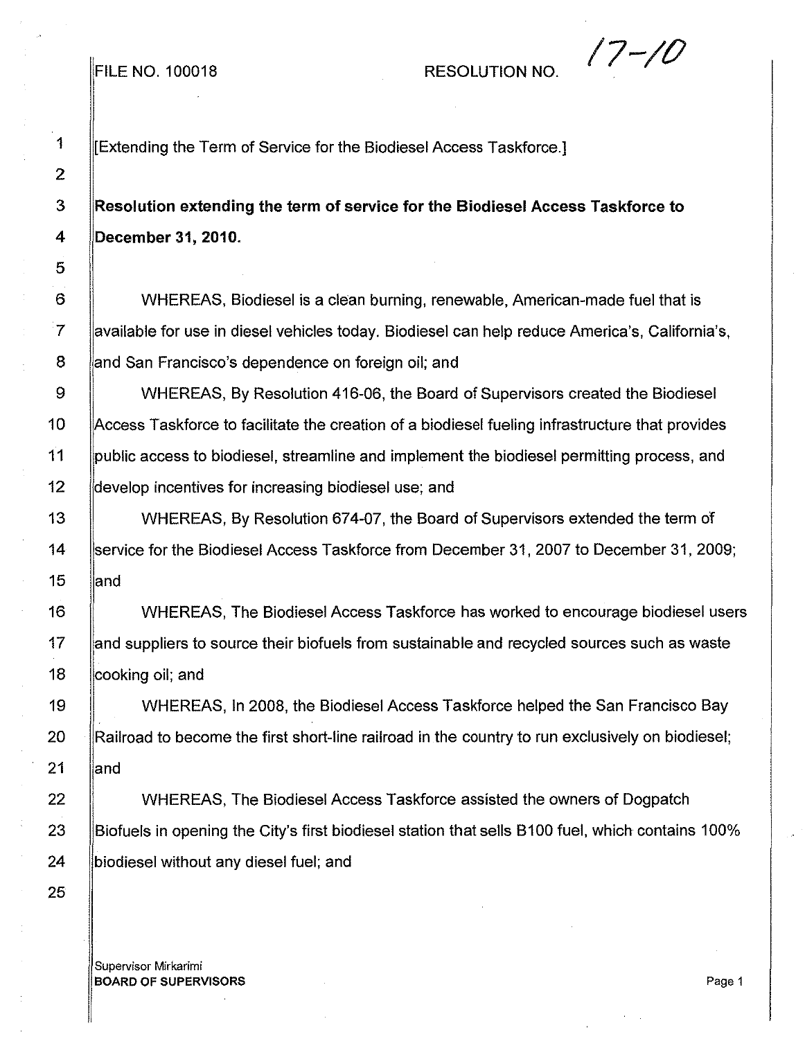FILE NO. 100018 RESOLUTION NO. 17-10

[Extending the Term of Service for the Biodiesel Access Taskforce.]

**Resolution extending the term of service for the Biodiesel Access Taskforce to December 31, 2010.**

WHEREAS, Biodiesel is a clean burning, renewable, American-made fuel that is available for use in diesel vehicles today. Biodiesel can help reduce America's, California's, and San Francisco's dependence on foreign oil; and

WHEREAS, By Resolution 416-06, the Board of Supervisors created the Biodiesel Access Taskforce to facilitate the creation of a biodiesel fueling infrastructure that provides public access to biodiesel, streamline and implement the biodiesel permitting process, and develop incentives for increasing biodiesel use; and

WHEREAS, By Resolution 674-07, the Board of Supervisors extended the term of service for the Biodiesel Access Taskforce from December 31, 2007 to December 31, 2009; and

WHEREAS, The Biodiesel Access Taskforce has worked to encourage biodiesel users and suppliers to source their biofuels from sustainable and recycled sources such as waste cooking oil; and

WHEREAS, In 2008, the Biodiesel Access Taskforce helped the San Francisco Bay Railroad to become the first short-line railroad in the country to run exclusively on biodiesel; and

WHEREAS, The Biodiesel Access Taskforce assisted the owners of Dogpatch Biofuels in opening the City's first biodiesel station that sells B100 fuel, which contains 100% biodiesel without any diesel fuel; and

Supervisor Mirkarimi
**BOARD OF SUPERVISORS**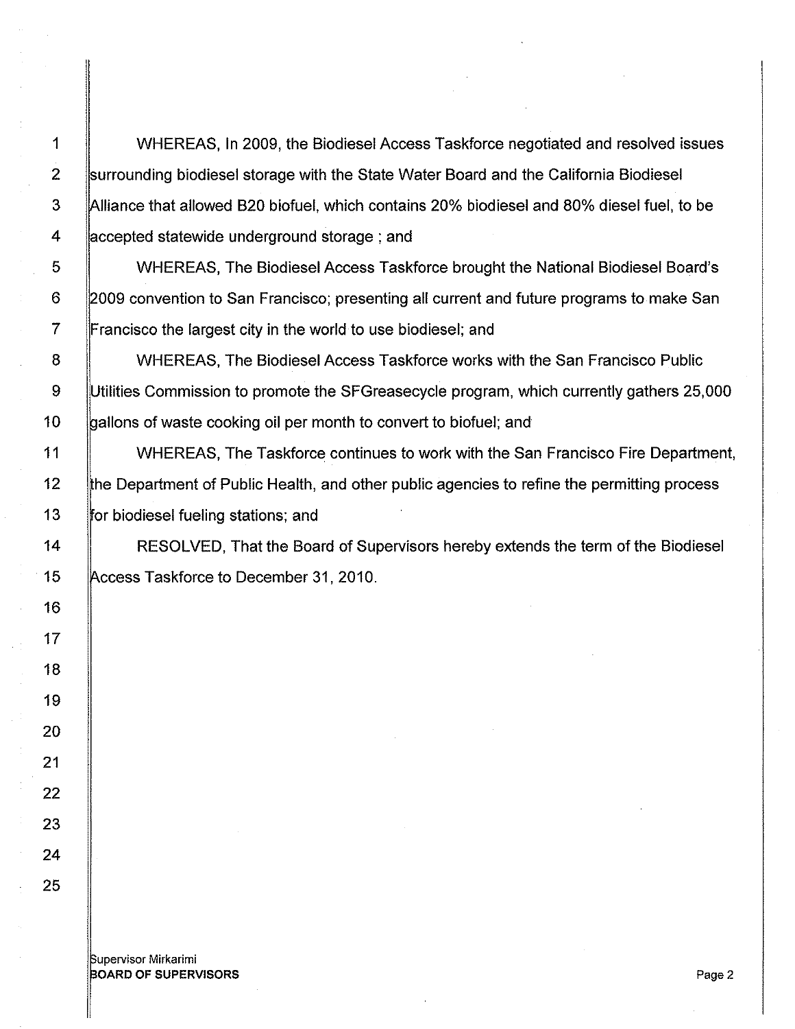WHEREAS, In 2009, the Biodiesel Access Taskforce negotiated and resolved issues surrounding biodiesel storage with the State Water Board and the California Biodiesel Alliance that allowed B20 biofuel, which contains 20% biodiesel and 80% diesel fuel, to be accepted statewide underground storage ; and

WHEREAS, The Biodiesel Access Taskforce brought the National Biodiesel Board's 2009 convention to San Francisco; presenting all current and future programs to make San Francisco the largest city in the world to use biodiesel; and

WHEREAS, The Biodiesel Access Taskforce works with the San Francisco Public Utilities Commission to promote the SFGreasecycle program, which currently gathers 25,000 gallons of waste cooking oil per month to convert to biofuel; and

WHEREAS, The Taskforce continues to work with the San Francisco Fire Department, the Department of Public Health, and other public agencies to refine the permitting process for biodiesel fueling stations; and

RESOLVED, That the Board of Supervisors hereby extends the term of the Biodiesel Access Taskforce to December 31, 2010.

Supervisor Mirkarimi
**BOARD OF SUPERVISORS**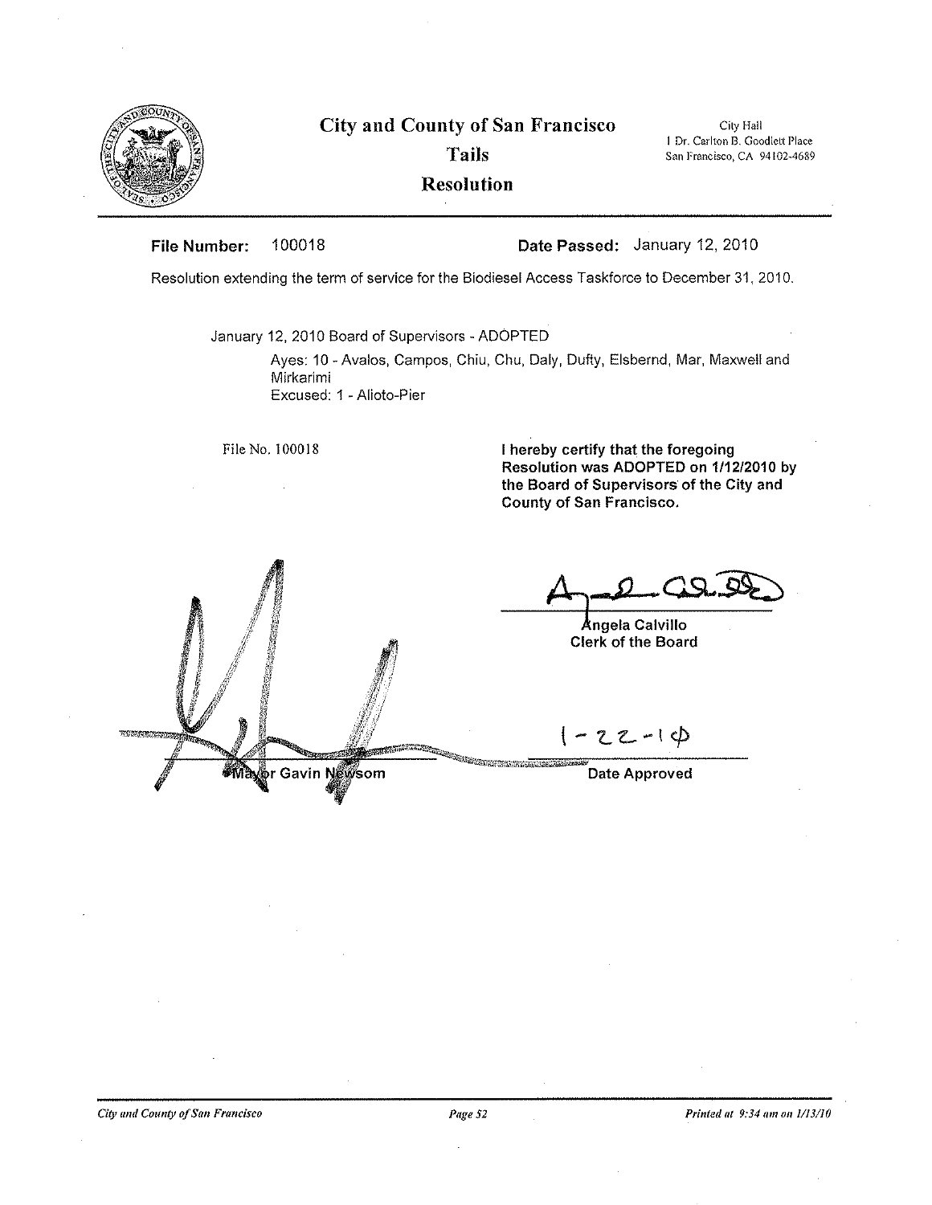# City and County of San Francisco

## Tails

## Resolution

City Hall
1 Dr. Carlton B. Goodlett Place
San Francisco, CA 94102-4689

**File Number:** 100018 **Date Passed:** January 12, 2010

Resolution extending the term of service for the Biodiesel Access Taskforce to December 31, 2010.

January 12, 2010 Board of Supervisors - ADOPTED

Ayes: 10 - Avalos, Campos, Chiu, Chu, Daly, Dufty, Elsbernd, Mar, Maxwell and Mirkarimi
Excused: 1 - Alioto-Pier

File No. 100018

**I hereby certify that the foregoing Resolution was ADOPTED on 1/12/2010 by the Board of Supervisors of the City and County of San Francisco.**

**Angela Calvillo**
**Clerk of the Board**

**Mayor Gavin Newsom**

1-22-10
**Date Approved**